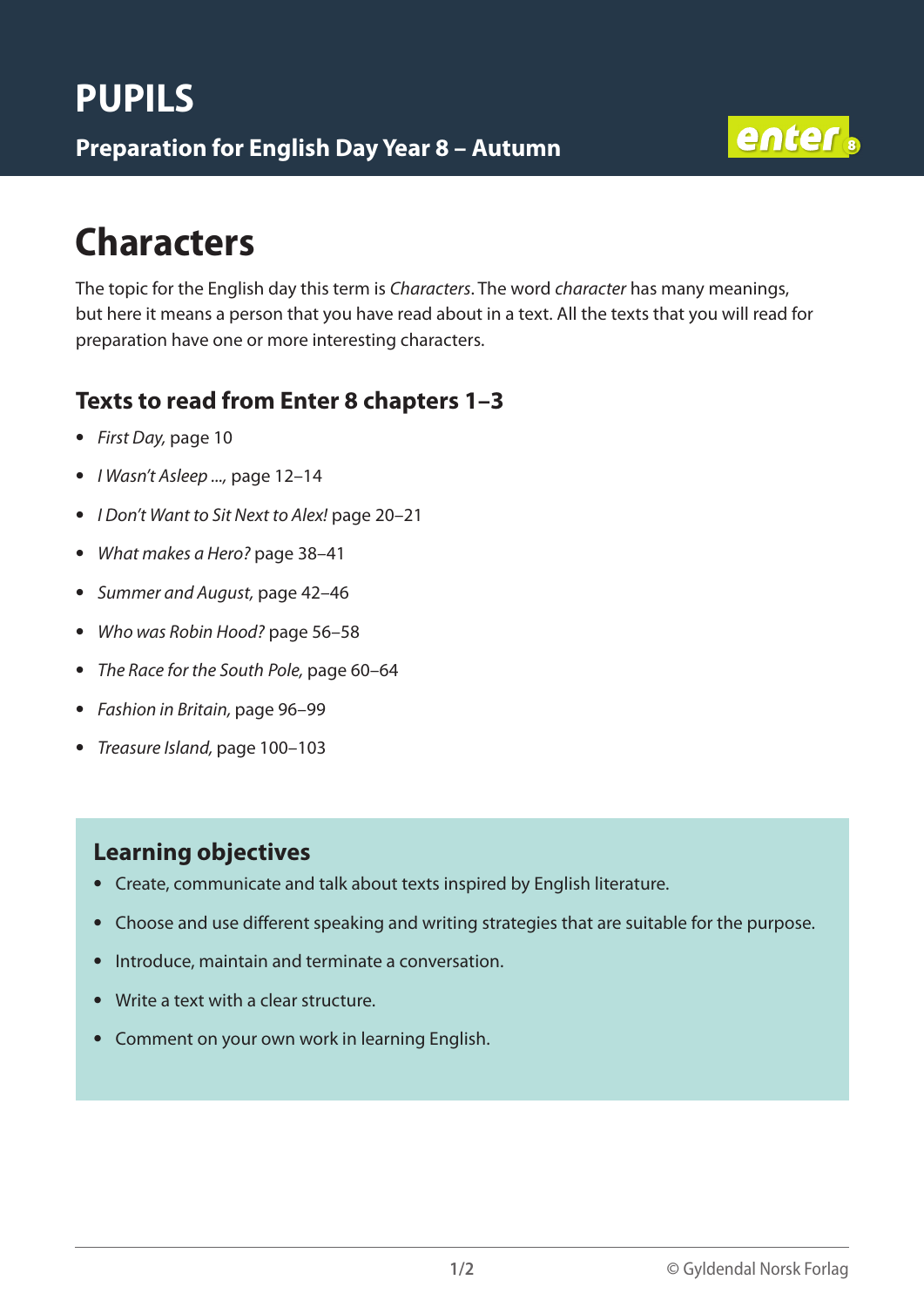# PUPILS

**Preparation for English Day Year 8 – Autumn**

# Characters

The topic for the English day this term is *Characters*. The word *character* has many meanings, but here it means a person that you have read about in a text. All the texts that you will read for preparation have one or more interesting characters.

## Texts to read from Enter 8 chapters 1–3

- *First Day,* page 10
- *I Wasn't Asleep ...,* page 12–14
- *I Don't Want to Sit Next to Alex!* page 20–21
- *What makes a Hero?* page 38–41
- *Summer and August,* page 42–46
- *Who was Robin Hood?* page 56–58
- *The Race for the South Pole,* page 60–64
- *Fashion in Britain,* page 96–99
- *Treasure Island,* page 100–103

## Learning objectives

- Create, communicate and talk about texts inspired by English literature.
- Choose and use different speaking and writing strategies that are suitable for the purpose.
- Introduce, maintain and terminate a conversation.
- Write a text with a clear structure.
- Comment on your own work in learning English.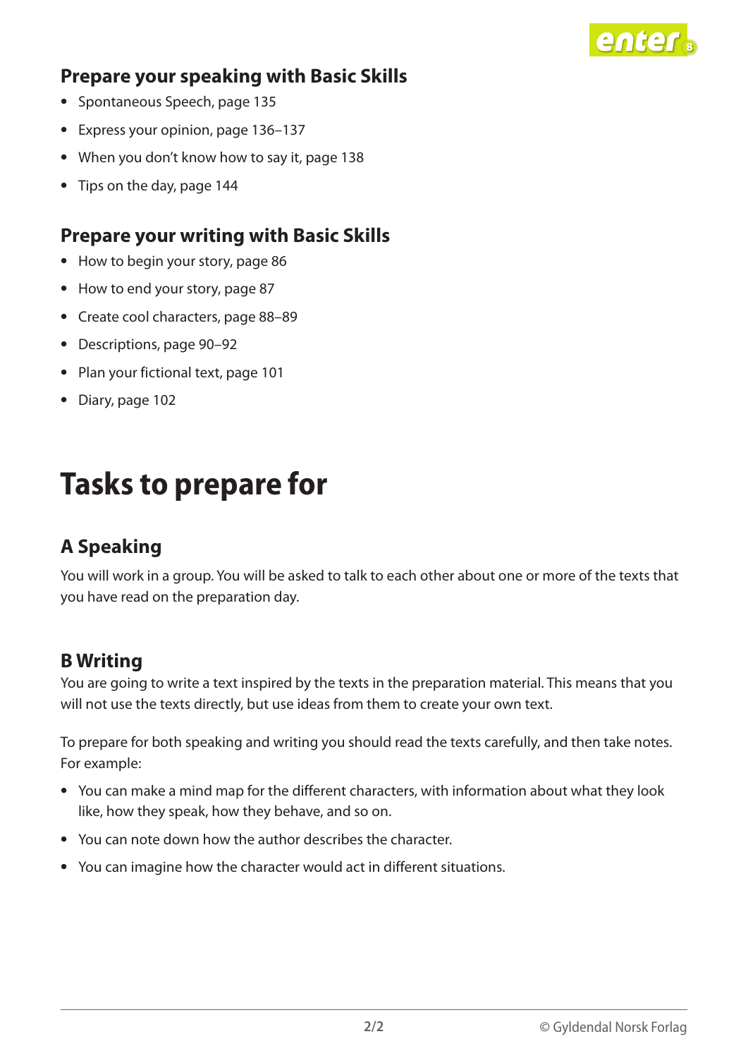## Prepare your speaking with Basic Skills

- Spontaneous Speech, page 135
- Express your opinion, page 136–137
- When you don't know how to say it, page 138
- Tips on the day, page 144

## Prepare your writing with Basic Skills

- How to begin your story, page 86
- How to end your story, page 87
- Create cool characters, page 88–89
- Descriptions, page 90–92
- Plan your fictional text, page 101
- Diary, page 102

# Tasks to prepare for

## A Speaking

You will work in a group. You will be asked to talk to each other about one or more of the texts that you have read on the preparation day.

## B Writing

You are going to write a text inspired by the texts in the preparation material. This means that you will not use the texts directly, but use ideas from them to create your own text.

To prepare for both speaking and writing you should read the texts carefully, and then take notes. For example:

- You can make a mind map for the different characters, with information about what they look like, how they speak, how they behave, and so on.
- You can note down how the author describes the character.
- You can imagine how the character would act in different situations.